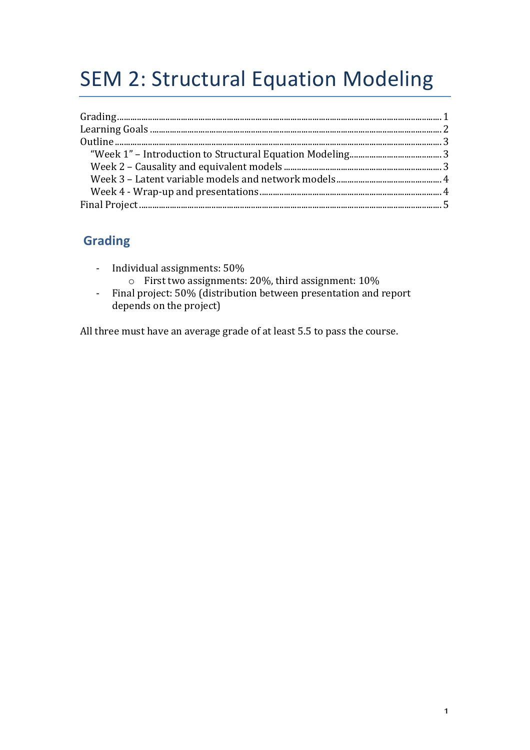# SEM 2: Structural Equation Modeling

Grading ............................................................................................................................................ 1
Learning Goals ................................................................................................................................ 2
Outline ............................................................................................................................................. 3
  "Week 1" – Introduction to Structural Equation Modeling ........................................... 3
  Week 2 – Causality and equivalent models ........................................................................ 3
  Week 3 – Latent variable models and network models ................................................. 4
  Week 4 - Wrap-up and presentations ................................................................................... 4
Final Project .................................................................................................................................... 5

## Grading

- Individual assignments: 50%
  - First two assignments: 20%, third assignment: 10%
- Final project: 50% (distribution between presentation and report depends on the project)

All three must have an average grade of at least 5.5 to pass the course.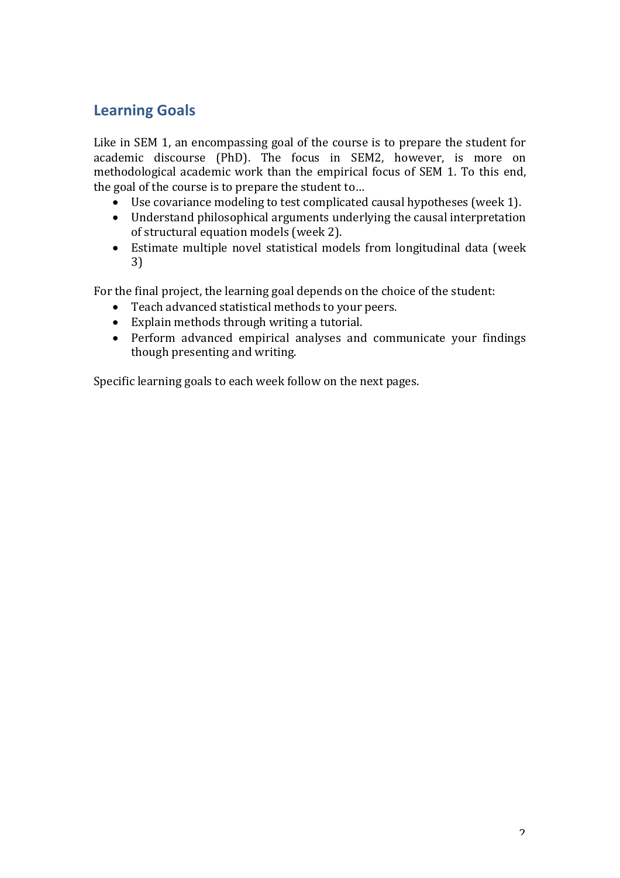## Learning Goals

Like in SEM 1, an encompassing goal of the course is to prepare the student for academic discourse (PhD). The focus in SEM2, however, is more on methodological academic work than the empirical focus of SEM 1. To this end, the goal of the course is to prepare the student to…

- Use covariance modeling to test complicated causal hypotheses (week 1).
- Understand philosophical arguments underlying the causal interpretation of structural equation models (week 2).
- Estimate multiple novel statistical models from longitudinal data (week 3)

For the final project, the learning goal depends on the choice of the student:

- Teach advanced statistical methods to your peers.
- Explain methods through writing a tutorial.
- Perform advanced empirical analyses and communicate your findings though presenting and writing.

Specific learning goals to each week follow on the next pages.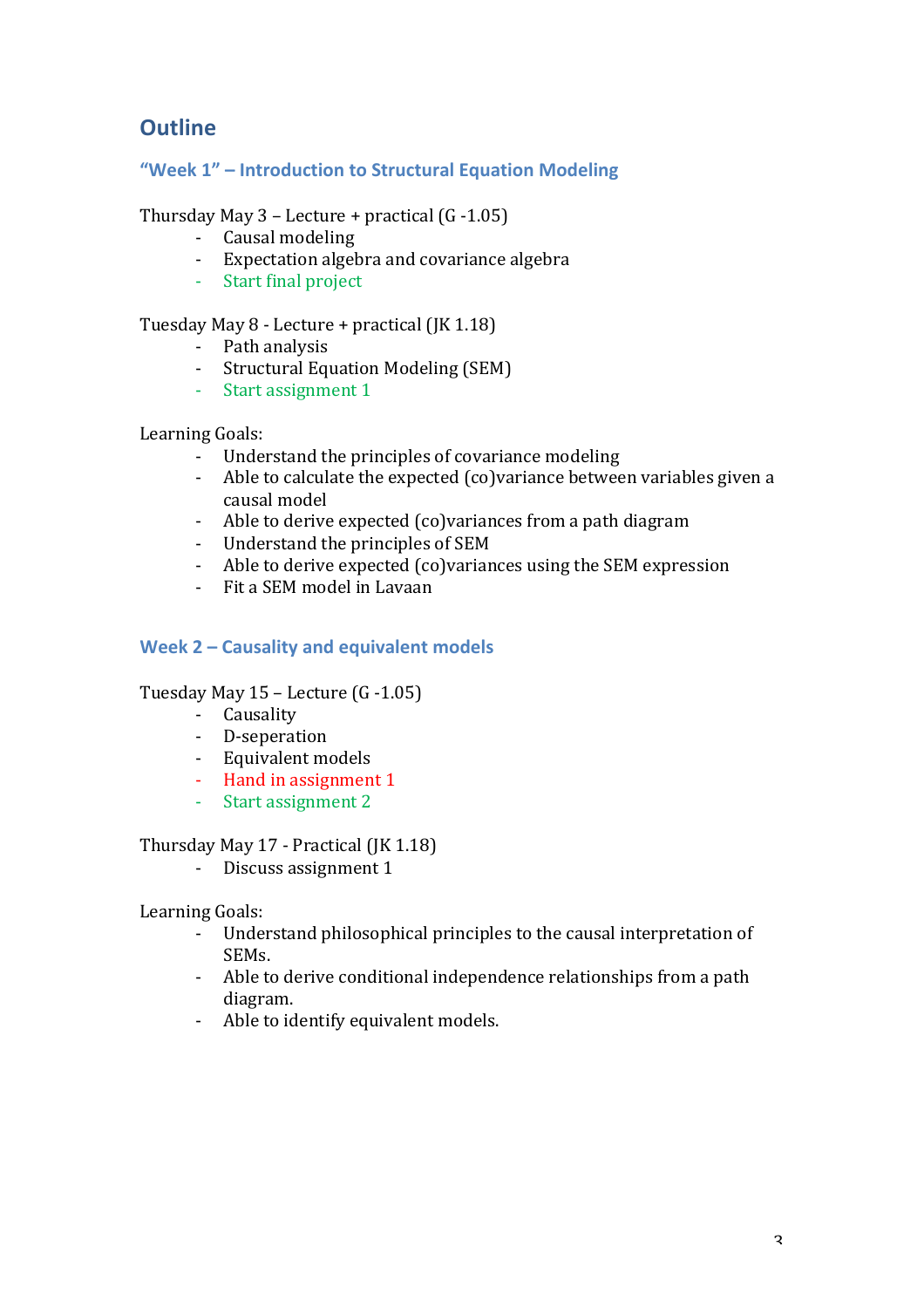## Outline

### "Week 1" – Introduction to Structural Equation Modeling

Thursday May 3 – Lecture + practical (G -1.05)
- Causal modeling
- Expectation algebra and covariance algebra
- Start final project

Tuesday May 8 - Lecture + practical (JK 1.18)
- Path analysis
- Structural Equation Modeling (SEM)
- Start assignment 1

Learning Goals:
- Understand the principles of covariance modeling
- Able to calculate the expected (co)variance between variables given a causal model
- Able to derive expected (co)variances from a path diagram
- Understand the principles of SEM
- Able to derive expected (co)variances using the SEM expression
- Fit a SEM model in Lavaan

### Week 2 – Causality and equivalent models

Tuesday May 15 – Lecture (G -1.05)
- Causality
- D-seperation
- Equivalent models
- Hand in assignment 1
- Start assignment 2

Thursday May 17 - Practical (JK 1.18)
- Discuss assignment 1

Learning Goals:
- Understand philosophical principles to the causal interpretation of SEMs.
- Able to derive conditional independence relationships from a path diagram.
- Able to identify equivalent models.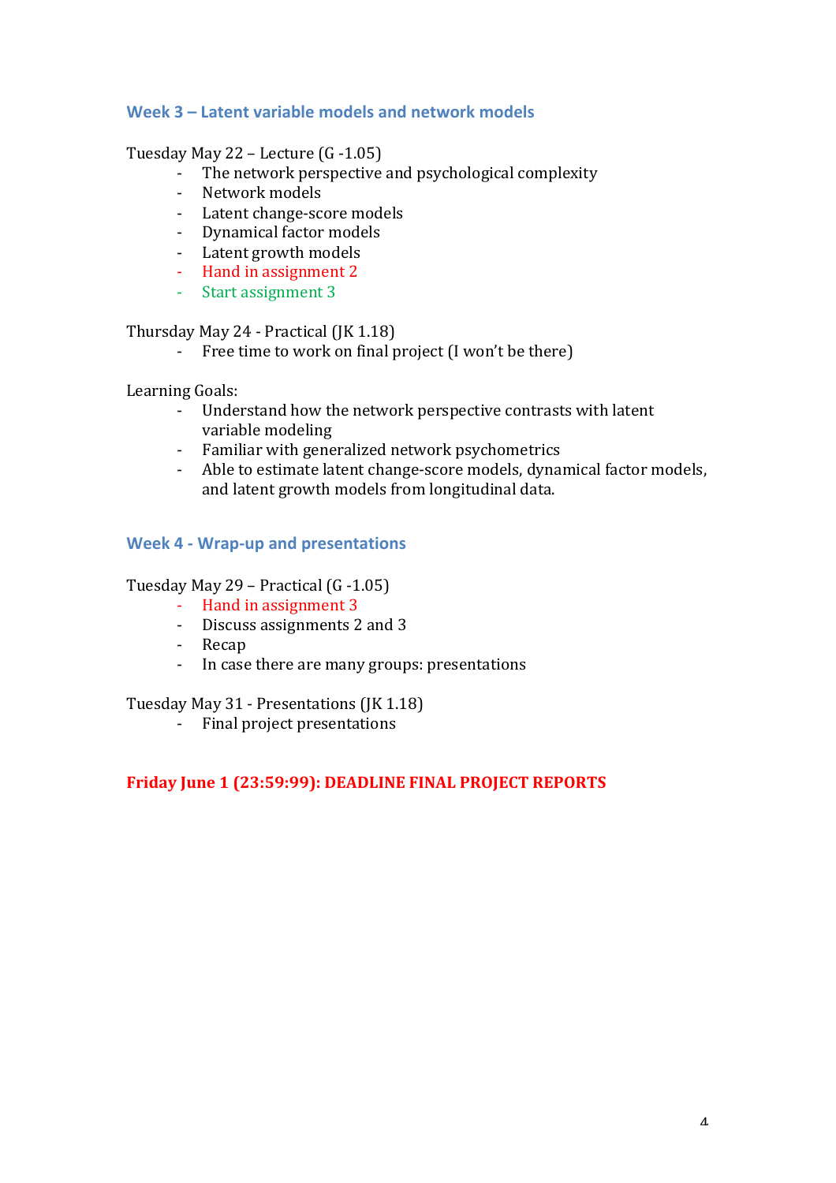## Week 3 – Latent variable models and network models

Tuesday May 22 – Lecture (G -1.05)

- The network perspective and psychological complexity
- Network models
- Latent change-score models
- Dynamical factor models
- Latent growth models
- Hand in assignment 2
- Start assignment 3

Thursday May 24 - Practical (JK 1.18)

- Free time to work on final project (I won't be there)

Learning Goals:

- Understand how the network perspective contrasts with latent variable modeling
- Familiar with generalized network psychometrics
- Able to estimate latent change-score models, dynamical factor models, and latent growth models from longitudinal data.

## Week 4 - Wrap-up and presentations

Tuesday May 29 – Practical (G -1.05)

- Hand in assignment 3
- Discuss assignments 2 and 3
- Recap
- In case there are many groups: presentations

Tuesday May 31 - Presentations (JK 1.18)

- Final project presentations

**Friday June 1 (23:59:99): DEADLINE FINAL PROJECT REPORTS**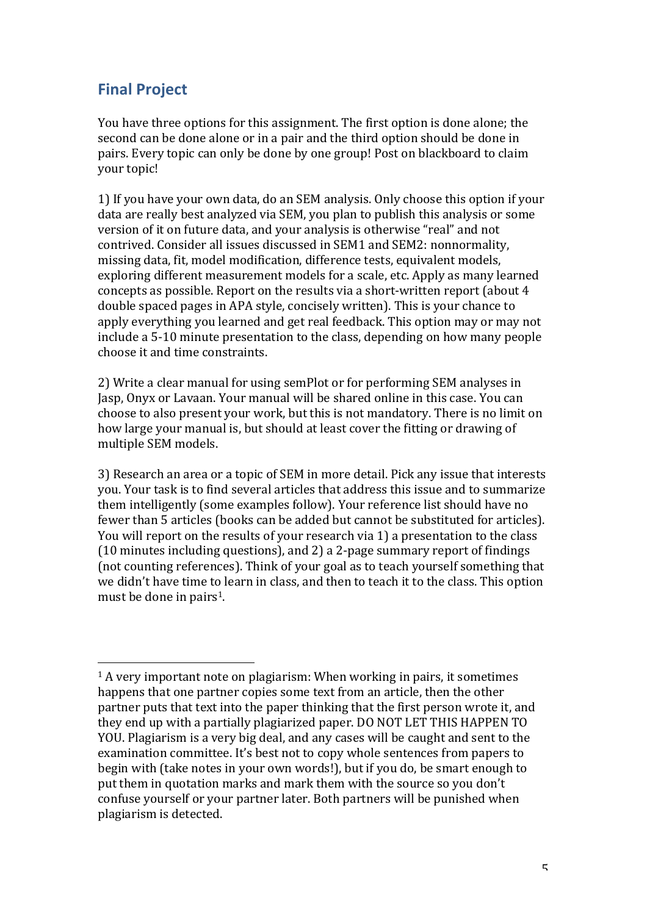## Final Project

You have three options for this assignment. The first option is done alone; the second can be done alone or in a pair and the third option should be done in pairs. Every topic can only be done by one group! Post on blackboard to claim your topic!

1) If you have your own data, do an SEM analysis. Only choose this option if your data are really best analyzed via SEM, you plan to publish this analysis or some version of it on future data, and your analysis is otherwise "real" and not contrived. Consider all issues discussed in SEM1 and SEM2: nonnormality, missing data, fit, model modification, difference tests, equivalent models, exploring different measurement models for a scale, etc. Apply as many learned concepts as possible. Report on the results via a short-written report (about 4 double spaced pages in APA style, concisely written). This is your chance to apply everything you learned and get real feedback. This option may or may not include a 5-10 minute presentation to the class, depending on how many people choose it and time constraints.

2) Write a clear manual for using semPlot or for performing SEM analyses in Jasp, Onyx or Lavaan. Your manual will be shared online in this case. You can choose to also present your work, but this is not mandatory. There is no limit on how large your manual is, but should at least cover the fitting or drawing of multiple SEM models.

3) Research an area or a topic of SEM in more detail. Pick any issue that interests you. Your task is to find several articles that address this issue and to summarize them intelligently (some examples follow). Your reference list should have no fewer than 5 articles (books can be added but cannot be substituted for articles). You will report on the results of your research via 1) a presentation to the class (10 minutes including questions), and 2) a 2-page summary report of findings (not counting references). Think of your goal as to teach yourself something that we didn't have time to learn in class, and then to teach it to the class. This option must be done in pairs[1].

---

[1] A very important note on plagiarism: When working in pairs, it sometimes happens that one partner copies some text from an article, then the other partner puts that text into the paper thinking that the first person wrote it, and they end up with a partially plagiarized paper. DO NOT LET THIS HAPPEN TO YOU. Plagiarism is a very big deal, and any cases will be caught and sent to the examination committee. It's best not to copy whole sentences from papers to begin with (take notes in your own words!), but if you do, be smart enough to put them in quotation marks and mark them with the source so you don't confuse yourself or your partner later. Both partners will be punished when plagiarism is detected.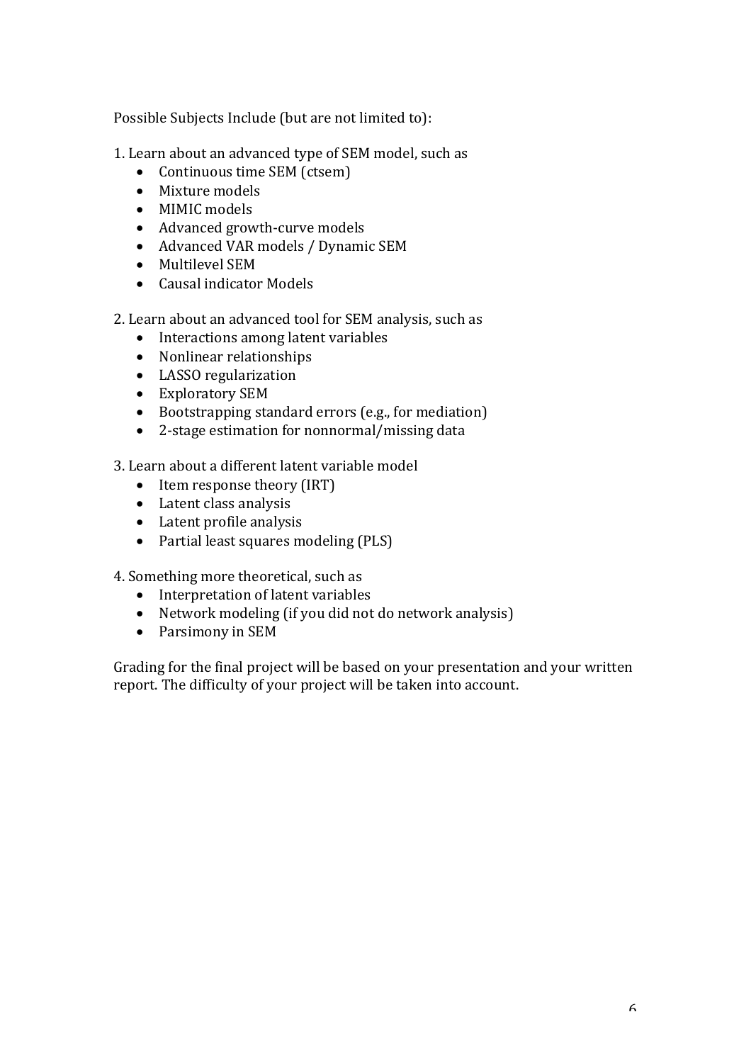Possible Subjects Include (but are not limited to):

1. Learn about an advanced type of SEM model, such as
    - Continuous time SEM (ctsem)
    - Mixture models
    - MIMIC models
    - Advanced growth-curve models
    - Advanced VAR models / Dynamic SEM
    - Multilevel SEM
    - Causal indicator Models

2. Learn about an advanced tool for SEM analysis, such as
    - Interactions among latent variables
    - Nonlinear relationships
    - LASSO regularization
    - Exploratory SEM
    - Bootstrapping standard errors (e.g., for mediation)
    - 2-stage estimation for nonnormal/missing data

3. Learn about a different latent variable model
    - Item response theory (IRT)
    - Latent class analysis
    - Latent profile analysis
    - Partial least squares modeling (PLS)

4. Something more theoretical, such as
    - Interpretation of latent variables
    - Network modeling (if you did not do network analysis)
    - Parsimony in SEM

Grading for the final project will be based on your presentation and your written report. The difficulty of your project will be taken into account.